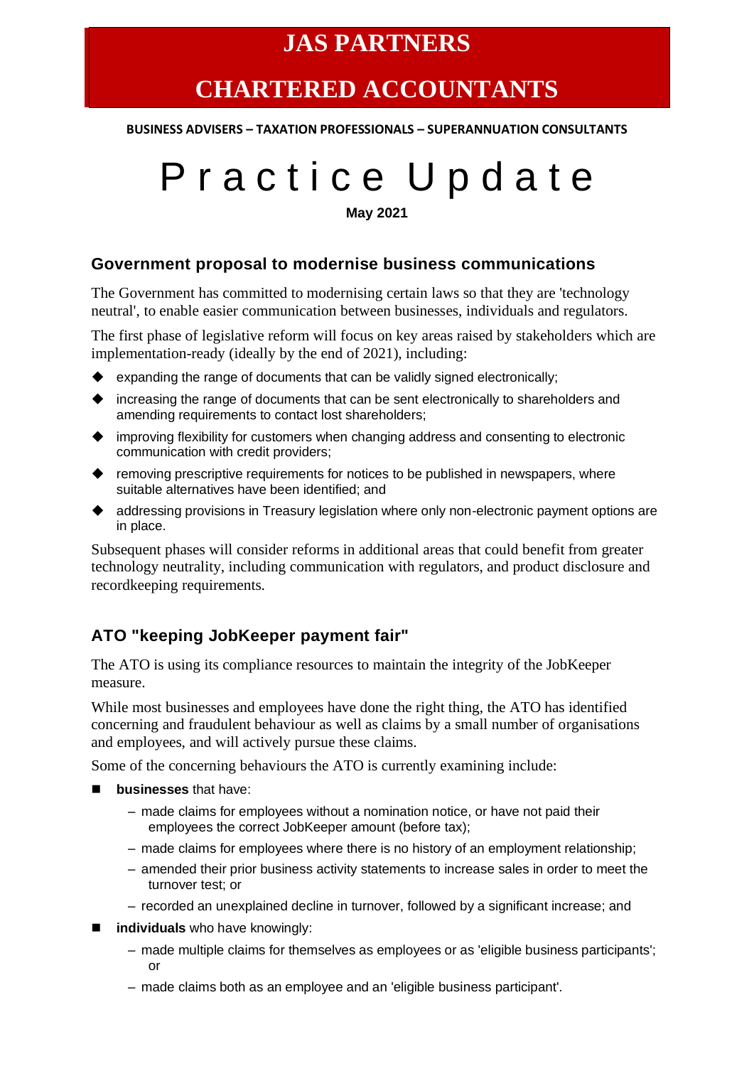# JAS PARTNERS

# CHARTERED ACCOUNTANTS

**BUSINESS ADVISERS – TAXATION PROFESSIONALS – SUPERANNUATION CONSULTANTS**

# Practice Update

**May 2021**

## Government proposal to modernise business communications

The Government has committed to modernising certain laws so that they are 'technology neutral', to enable easier communication between businesses, individuals and regulators.

The first phase of legislative reform will focus on key areas raised by stakeholders which are implementation-ready (ideally by the end of 2021), including:

- expanding the range of documents that can be validly signed electronically;
- increasing the range of documents that can be sent electronically to shareholders and amending requirements to contact lost shareholders;
- improving flexibility for customers when changing address and consenting to electronic communication with credit providers;
- removing prescriptive requirements for notices to be published in newspapers, where suitable alternatives have been identified; and
- addressing provisions in Treasury legislation where only non-electronic payment options are in place.

Subsequent phases will consider reforms in additional areas that could benefit from greater technology neutrality, including communication with regulators, and product disclosure and recordkeeping requirements.

## ATO "keeping JobKeeper payment fair"

The ATO is using its compliance resources to maintain the integrity of the JobKeeper measure.

While most businesses and employees have done the right thing, the ATO has identified concerning and fraudulent behaviour as well as claims by a small number of organisations and employees, and will actively pursue these claims.

Some of the concerning behaviours the ATO is currently examining include:

- **businesses** that have:
  - made claims for employees without a nomination notice, or have not paid their employees the correct JobKeeper amount (before tax);
  - made claims for employees where there is no history of an employment relationship;
  - amended their prior business activity statements to increase sales in order to meet the turnover test; or
  - recorded an unexplained decline in turnover, followed by a significant increase; and
- **individuals** who have knowingly:
  - made multiple claims for themselves as employees or as 'eligible business participants'; or
  - made claims both as an employee and an 'eligible business participant'.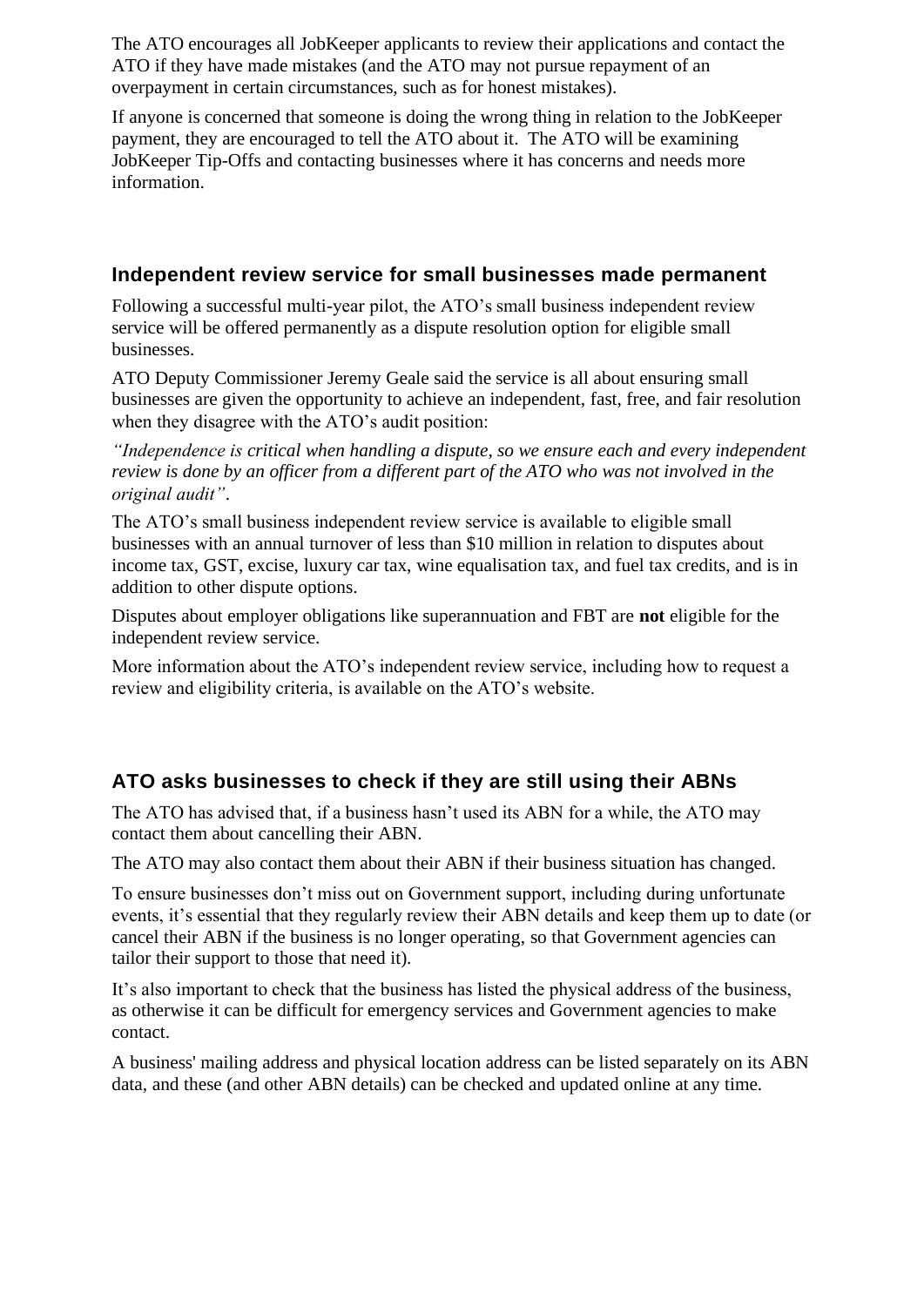The ATO encourages all JobKeeper applicants to review their applications and contact the ATO if they have made mistakes (and the ATO may not pursue repayment of an overpayment in certain circumstances, such as for honest mistakes).

If anyone is concerned that someone is doing the wrong thing in relation to the JobKeeper payment, they are encouraged to tell the ATO about it. The ATO will be examining JobKeeper Tip-Offs and contacting businesses where it has concerns and needs more information.

## Independent review service for small businesses made permanent

Following a successful multi-year pilot, the ATO's small business independent review service will be offered permanently as a dispute resolution option for eligible small businesses.

ATO Deputy Commissioner Jeremy Geale said the service is all about ensuring small businesses are given the opportunity to achieve an independent, fast, free, and fair resolution when they disagree with the ATO's audit position:

*"Independence is critical when handling a dispute, so we ensure each and every independent review is done by an officer from a different part of the ATO who was not involved in the original audit"*.

The ATO's small business independent review service is available to eligible small businesses with an annual turnover of less than $10 million in relation to disputes about income tax, GST, excise, luxury car tax, wine equalisation tax, and fuel tax credits, and is in addition to other dispute options.

Disputes about employer obligations like superannuation and FBT are **not** eligible for the independent review service.

More information about the ATO's independent review service, including how to request a review and eligibility criteria, is available on the ATO's website.

## ATO asks businesses to check if they are still using their ABNs

The ATO has advised that, if a business hasn't used its ABN for a while, the ATO may contact them about cancelling their ABN.

The ATO may also contact them about their ABN if their business situation has changed.

To ensure businesses don't miss out on Government support, including during unfortunate events, it's essential that they regularly review their ABN details and keep them up to date (or cancel their ABN if the business is no longer operating, so that Government agencies can tailor their support to those that need it).

It's also important to check that the business has listed the physical address of the business, as otherwise it can be difficult for emergency services and Government agencies to make contact.

A business' mailing address and physical location address can be listed separately on its ABN data, and these (and other ABN details) can be checked and updated online at any time.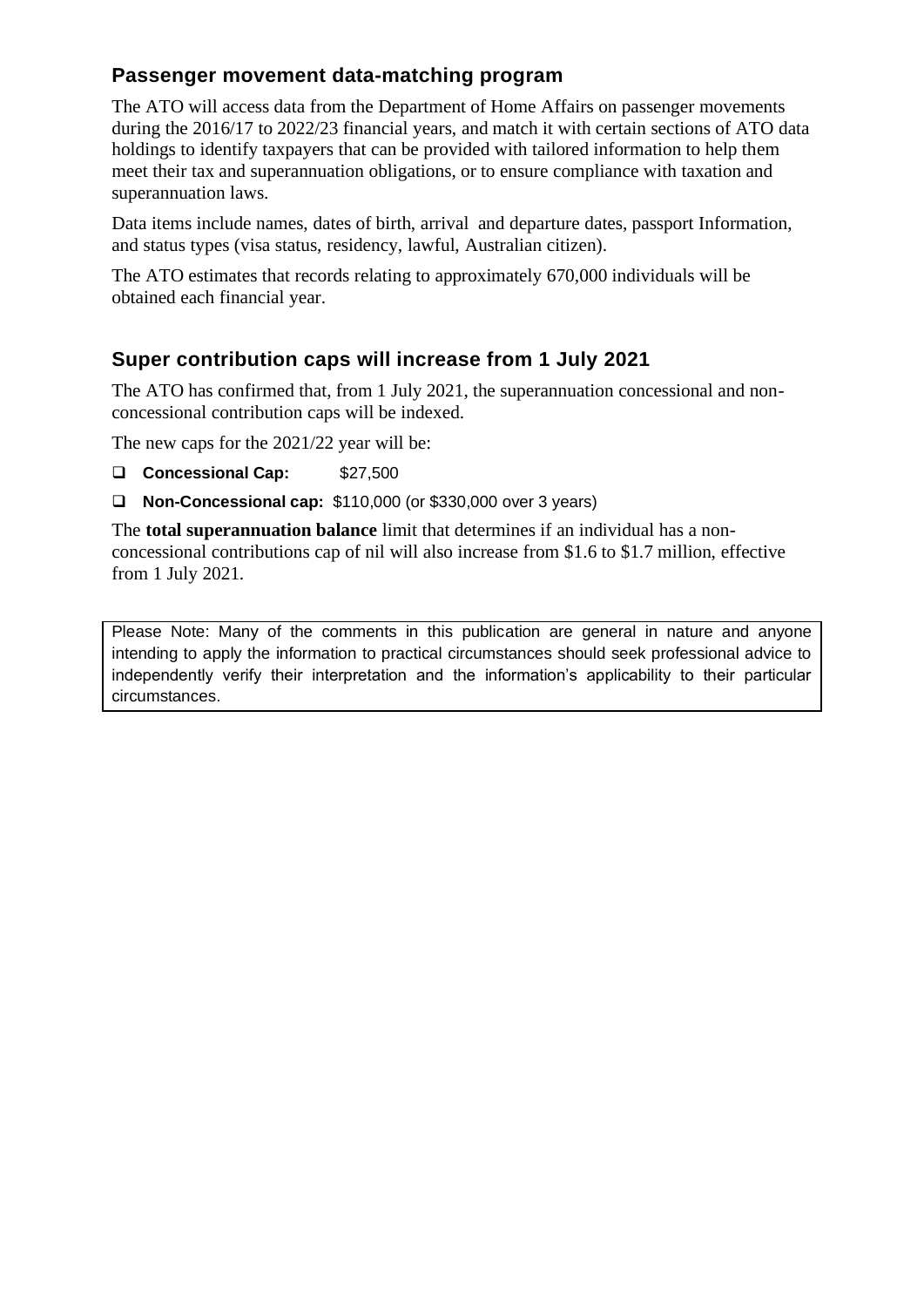## Passenger movement data-matching program

The ATO will access data from the Department of Home Affairs on passenger movements during the 2016/17 to 2022/23 financial years, and match it with certain sections of ATO data holdings to identify taxpayers that can be provided with tailored information to help them meet their tax and superannuation obligations, or to ensure compliance with taxation and superannuation laws.

Data items include names, dates of birth, arrival and departure dates, passport Information, and status types (visa status, residency, lawful, Australian citizen).

The ATO estimates that records relating to approximately 670,000 individuals will be obtained each financial year.

## Super contribution caps will increase from 1 July 2021

The ATO has confirmed that, from 1 July 2021, the superannuation concessional and non-concessional contribution caps will be indexed.

The new caps for the 2021/22 year will be:

- **Concessional Cap:** $27,500
- **Non-Concessional cap:** $110,000 (or $330,000 over 3 years)

The **total superannuation balance** limit that determines if an individual has a non-concessional contributions cap of nil will also increase from $1.6 to $1.7 million, effective from 1 July 2021.

Please Note: Many of the comments in this publication are general in nature and anyone intending to apply the information to practical circumstances should seek professional advice to independently verify their interpretation and the information's applicability to their particular circumstances.